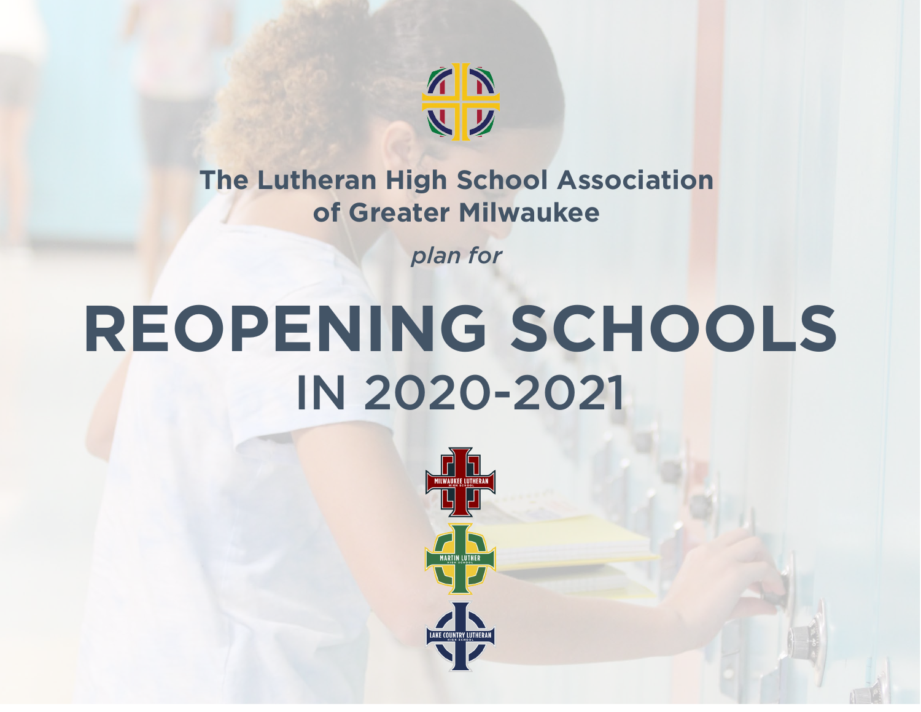**The Lutheran High School Association of Greater Milwaukee**

*plan for*

# REOPENING SCHOOLS
## IN 2020-2021

MILWAUKEE LUTHERAN HIGH SCHOOL

MARTIN LUTHER HIGH SCHOOL

LAKE COUNTRY LUTHERAN HIGH SCHOOL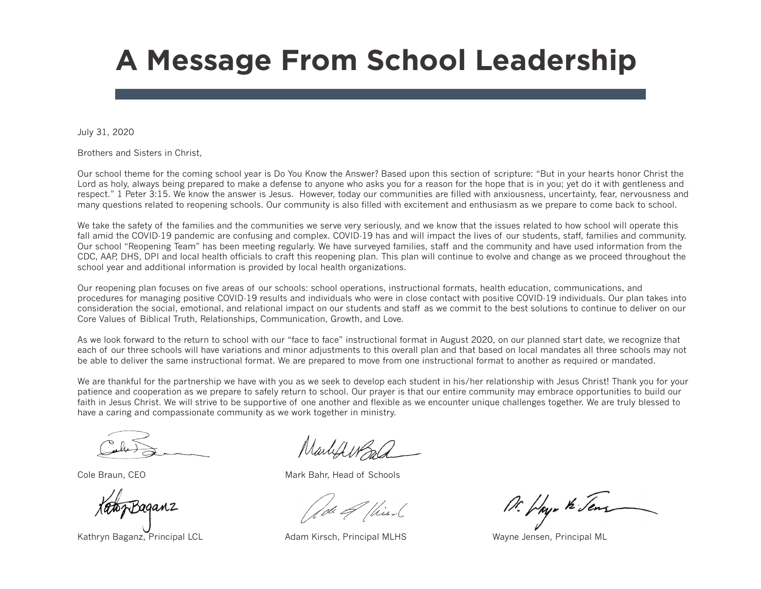# A Message From School Leadership

July 31, 2020

Brothers and Sisters in Christ,

Our school theme for the coming school year is Do You Know the Answer? Based upon this section of scripture: “But in your hearts honor Christ the Lord as holy, always being prepared to make a defense to anyone who asks you for a reason for the hope that is in you; yet do it with gentleness and respect.” 1 Peter 3:15. We know the answer is Jesus. However, today our communities are filled with anxiousness, uncertainty, fear, nervousness and many questions related to reopening schools. Our community is also filled with excitement and enthusiasm as we prepare to come back to school.

We take the safety of the families and the communities we serve very seriously, and we know that the issues related to how school will operate this fall amid the COVID-19 pandemic are confusing and complex. COVID-19 has and will impact the lives of our students, staff, families and community. Our school “Reopening Team” has been meeting regularly. We have surveyed families, staff and the community and have used information from the CDC, AAP, DHS, DPI and local health officials to craft this reopening plan. This plan will continue to evolve and change as we proceed throughout the school year and additional information is provided by local health organizations.

Our reopening plan focuses on five areas of our schools: school operations, instructional formats, health education, communications, and procedures for managing positive COVID-19 results and individuals who were in close contact with positive COVID-19 individuals. Our plan takes into consideration the social, emotional, and relational impact on our students and staff as we commit to the best solutions to continue to deliver on our Core Values of Biblical Truth, Relationships, Communication, Growth, and Love.

As we look forward to the return to school with our “face to face” instructional format in August 2020, on our planned start date, we recognize that each of our three schools will have variations and minor adjustments to this overall plan and that based on local mandates all three schools may not be able to deliver the same instructional format. We are prepared to move from one instructional format to another as required or mandated.

We are thankful for the partnership we have with you as we seek to develop each student in his/her relationship with Jesus Christ! Thank you for your patience and cooperation as we prepare to safely return to school. Our prayer is that our entire community may embrace opportunities to build our faith in Jesus Christ. We will strive to be supportive of one another and flexible as we encounter unique challenges together. We are truly blessed to have a caring and compassionate community as we work together in ministry.

Cole Braun, CEO

Mark Bahr, Head of Schools

Kathryn Baganz, Principal LCL

Adam Kirsch, Principal MLHS

Wayne Jensen, Principal ML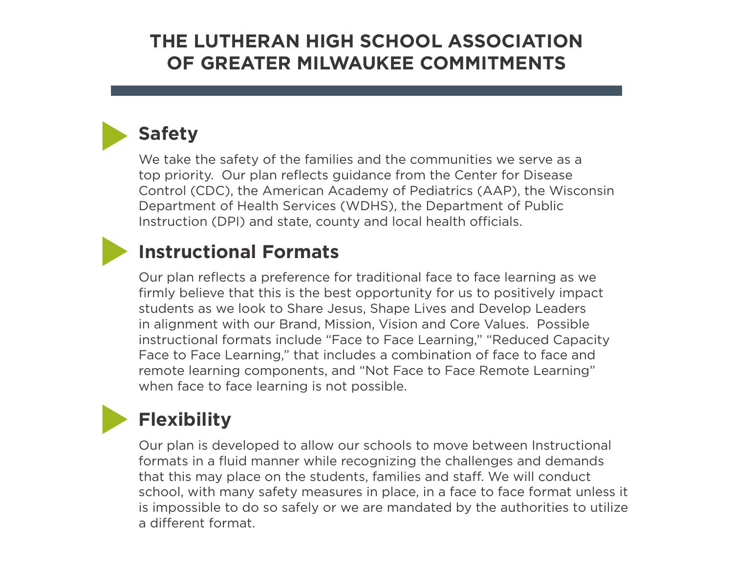# THE LUTHERAN HIGH SCHOOL ASSOCIATION OF GREATER MILWAUKEE COMMITMENTS

## Safety

We take the safety of the families and the communities we serve as a top priority.  Our plan reflects guidance from the Center for Disease Control (CDC), the American Academy of Pediatrics (AAP), the Wisconsin Department of Health Services (WDHS), the Department of Public Instruction (DPI) and state, county and local health officials.

## Instructional Formats

Our plan reflects a preference for traditional face to face learning as we firmly believe that this is the best opportunity for us to positively impact students as we look to Share Jesus, Shape Lives and Develop Leaders in alignment with our Brand, Mission, Vision and Core Values.  Possible instructional formats include “Face to Face Learning,” “Reduced Capacity Face to Face Learning,” that includes a combination of face to face and remote learning components, and “Not Face to Face Remote Learning” when face to face learning is not possible.

## Flexibility

Our plan is developed to allow our schools to move between Instructional formats in a fluid manner while recognizing the challenges and demands that this may place on the students, families and staff. We will conduct school, with many safety measures in place, in a face to face format unless it is impossible to do so safely or we are mandated by the authorities to utilize a different format.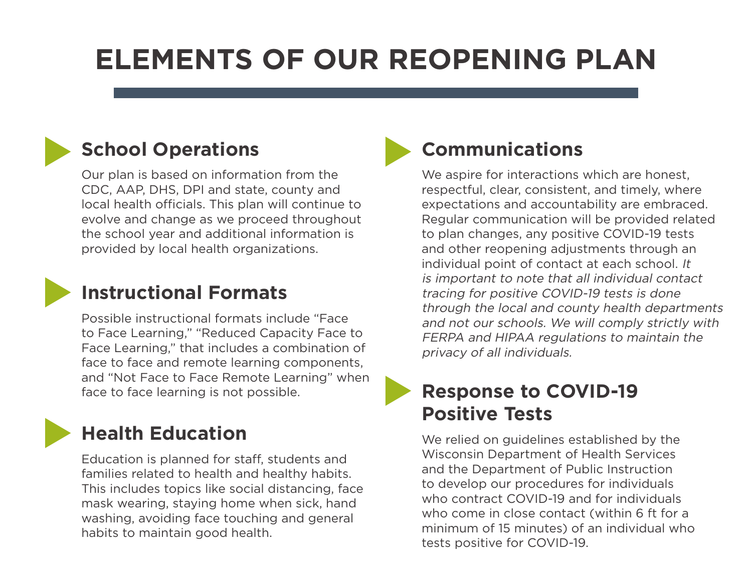# ELEMENTS OF OUR REOPENING PLAN

## School Operations

Our plan is based on information from the CDC, AAP, DHS, DPI and state, county and local health officials. This plan will continue to evolve and change as we proceed throughout the school year and additional information is provided by local health organizations.

## Instructional Formats

Possible instructional formats include "Face to Face Learning," "Reduced Capacity Face to Face Learning," that includes a combination of face to face and remote learning components, and "Not Face to Face Remote Learning" when face to face learning is not possible.

## Health Education

Education is planned for staff, students and families related to health and healthy habits. This includes topics like social distancing, face mask wearing, staying home when sick, hand washing, avoiding face touching and general habits to maintain good health.

## Communications

We aspire for interactions which are honest, respectful, clear, consistent, and timely, where expectations and accountability are embraced. Regular communication will be provided related to plan changes, any positive COVID-19 tests and other reopening adjustments through an individual point of contact at each school. *It is important to note that all individual contact tracing for positive COVID-19 tests is done through the local and county health departments and not our schools. We will comply strictly with FERPA and HIPAA regulations to maintain the privacy of all individuals.*

## Response to COVID-19 Positive Tests

We relied on guidelines established by the Wisconsin Department of Health Services and the Department of Public Instruction to develop our procedures for individuals who contract COVID-19 and for individuals who come in close contact (within 6 ft for a minimum of 15 minutes) of an individual who tests positive for COVID-19.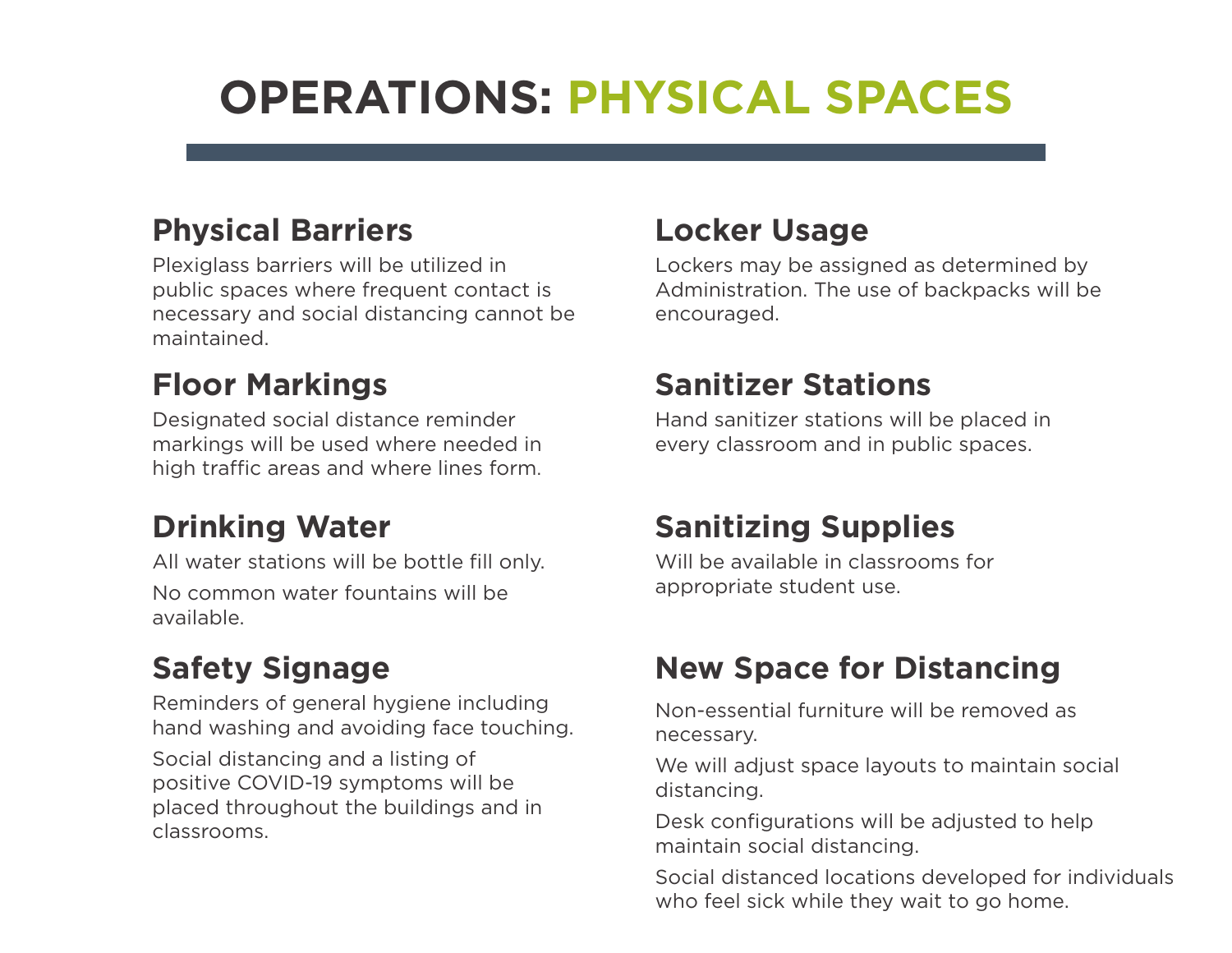# OPERATIONS: PHYSICAL SPACES

## Physical Barriers

Plexiglass barriers will be utilized in public spaces where frequent contact is necessary and social distancing cannot be maintained.

## Floor Markings

Designated social distance reminder markings will be used where needed in high traffic areas and where lines form.

## Drinking Water

All water stations will be bottle fill only.

No common water fountains will be available.

## Safety Signage

Reminders of general hygiene including hand washing and avoiding face touching.

Social distancing and a listing of positive COVID-19 symptoms will be placed throughout the buildings and in classrooms.

## Locker Usage

Lockers may be assigned as determined by Administration. The use of backpacks will be encouraged.

## Sanitizer Stations

Hand sanitizer stations will be placed in every classroom and in public spaces.

## Sanitizing Supplies

Will be available in classrooms for appropriate student use.

## New Space for Distancing

Non-essential furniture will be removed as necessary.

We will adjust space layouts to maintain social distancing.

Desk configurations will be adjusted to help maintain social distancing.

Social distanced locations developed for individuals who feel sick while they wait to go home.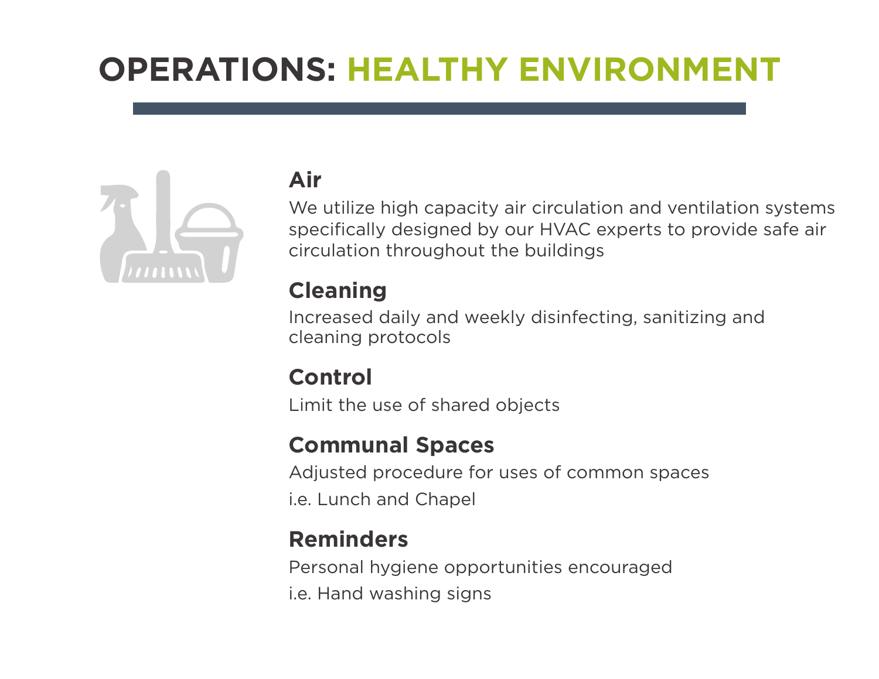# OPERATIONS: HEALTHY ENVIRONMENT

## Air

We utilize high capacity air circulation and ventilation systems specifically designed by our HVAC experts to provide safe air circulation throughout the buildings

## Cleaning

Increased daily and weekly disinfecting, sanitizing and cleaning protocols

## Control

Limit the use of shared objects

## Communal Spaces

Adjusted procedure for uses of common spaces

i.e. Lunch and Chapel

## Reminders

Personal hygiene opportunities encouraged

i.e. Hand washing signs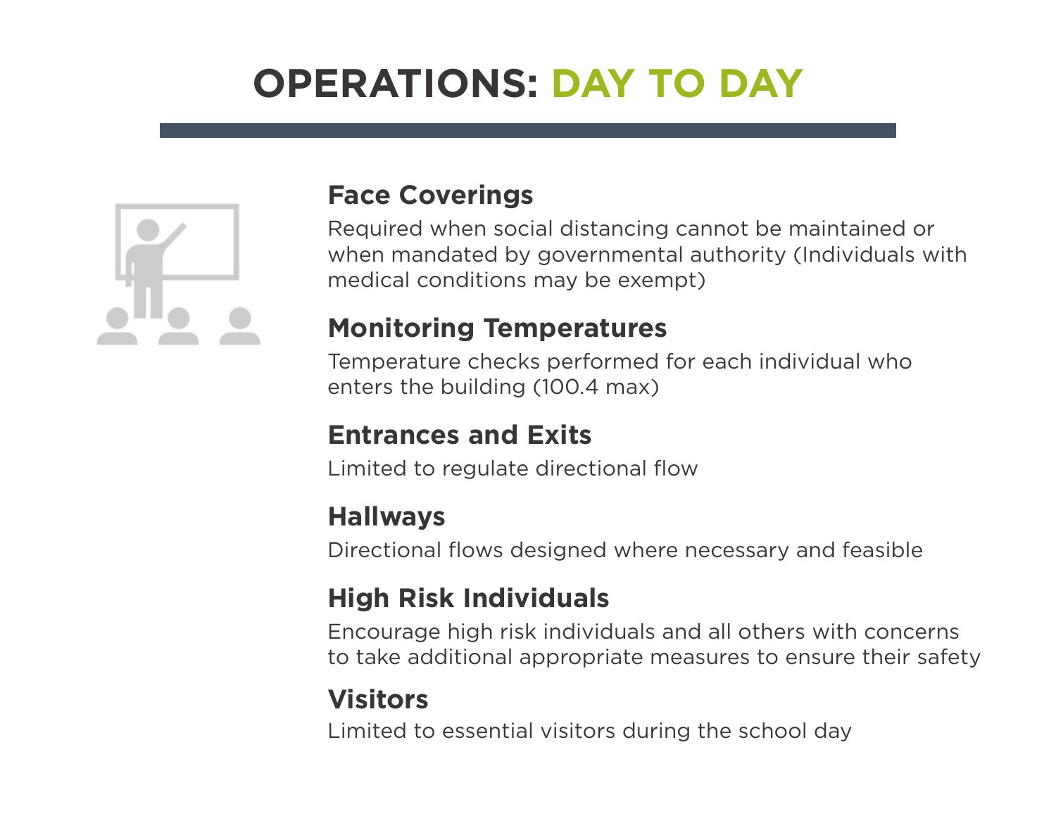# OPERATIONS: DAY TO DAY

## Face Coverings

Required when social distancing cannot be maintained or when mandated by governmental authority (Individuals with medical conditions may be exempt)

## Monitoring Temperatures

Temperature checks performed for each individual who enters the building (100.4 max)

## Entrances and Exits

Limited to regulate directional flow

## Hallways

Directional flows designed where necessary and feasible

## High Risk Individuals

Encourage high risk individuals and all others with concerns to take additional appropriate measures to ensure their safety

## Visitors

Limited to essential visitors during the school day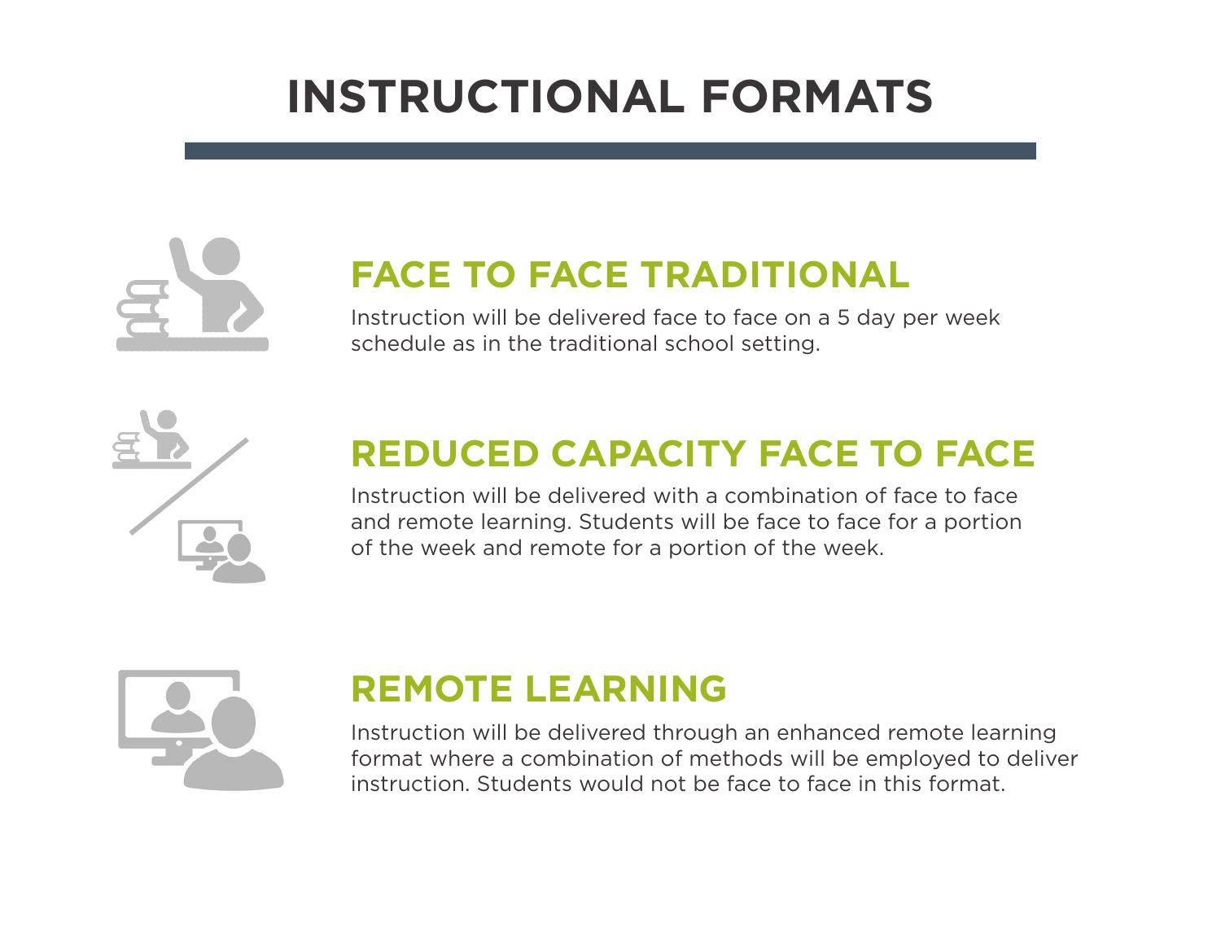# INSTRUCTIONAL FORMATS

## FACE TO FACE TRADITIONAL

Instruction will be delivered face to face on a 5 day per week schedule as in the traditional school setting.

## REDUCED CAPACITY FACE TO FACE

Instruction will be delivered with a combination of face to face and remote learning. Students will be face to face for a portion of the week and remote for a portion of the week.

## REMOTE LEARNING

Instruction will be delivered through an enhanced remote learning format where a combination of methods will be employed to deliver instruction. Students would not be face to face in this format.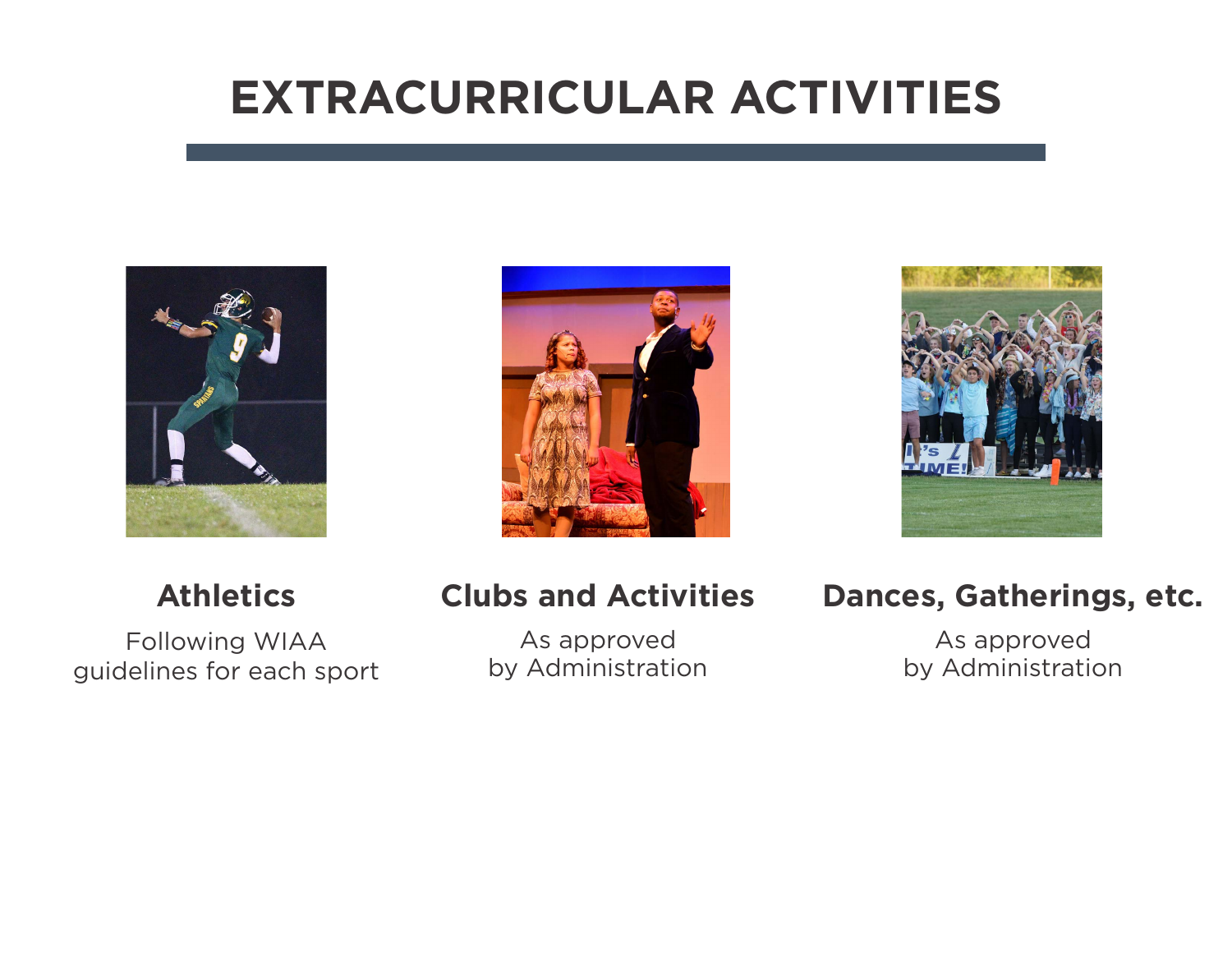# EXTRACURRICULAR ACTIVITIES

### Athletics

Following WIAA guidelines for each sport

### Clubs and Activities

As approved by Administration

### Dances, Gatherings, etc.

As approved by Administration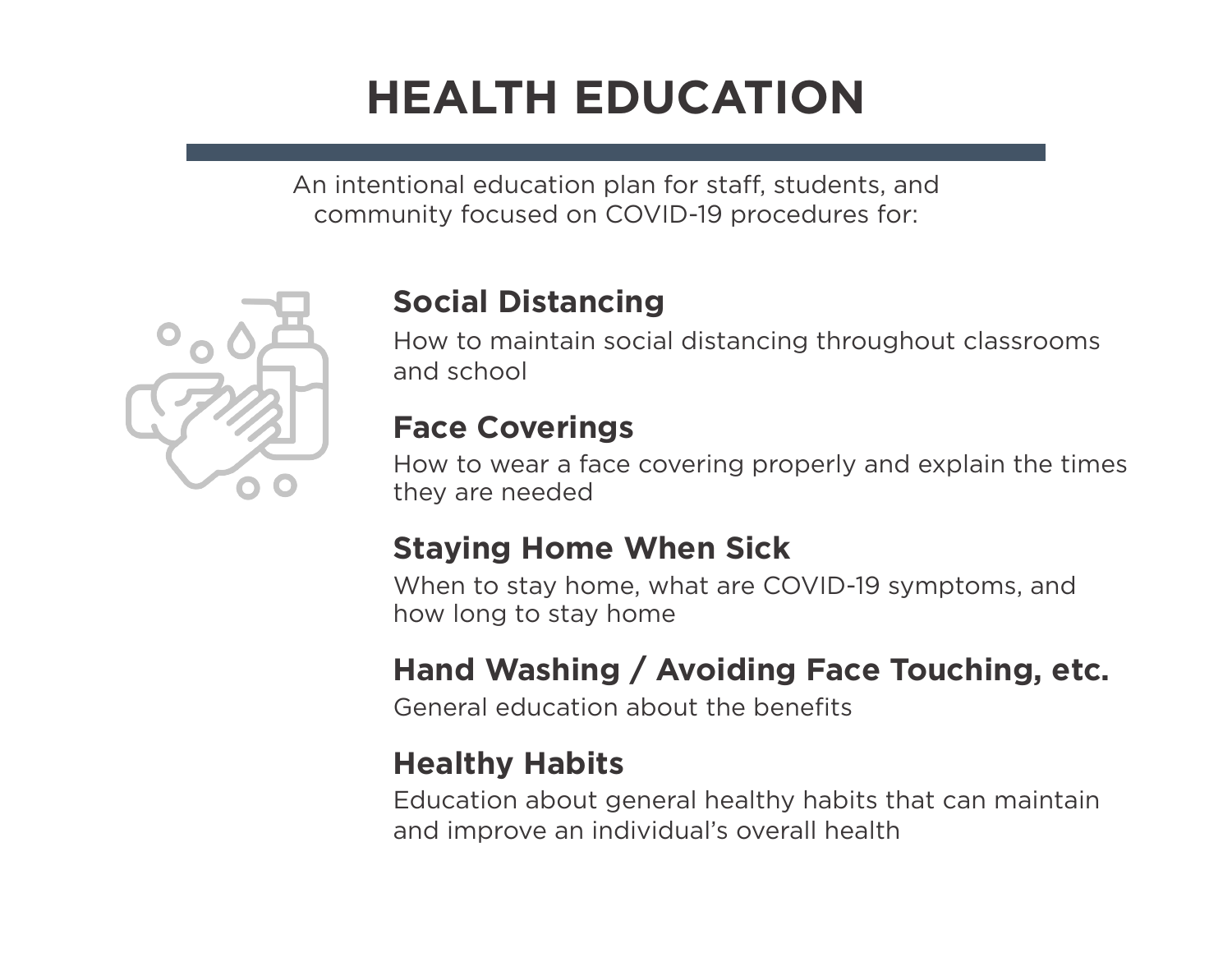# HEALTH EDUCATION

An intentional education plan for staff, students, and community focused on COVID-19 procedures for:

## Social Distancing

How to maintain social distancing throughout classrooms and school

## Face Coverings

How to wear a face covering properly and explain the times they are needed

## Staying Home When Sick

When to stay home, what are COVID-19 symptoms, and how long to stay home

## Hand Washing / Avoiding Face Touching, etc.

General education about the benefits

## Healthy Habits

Education about general healthy habits that can maintain and improve an individual's overall health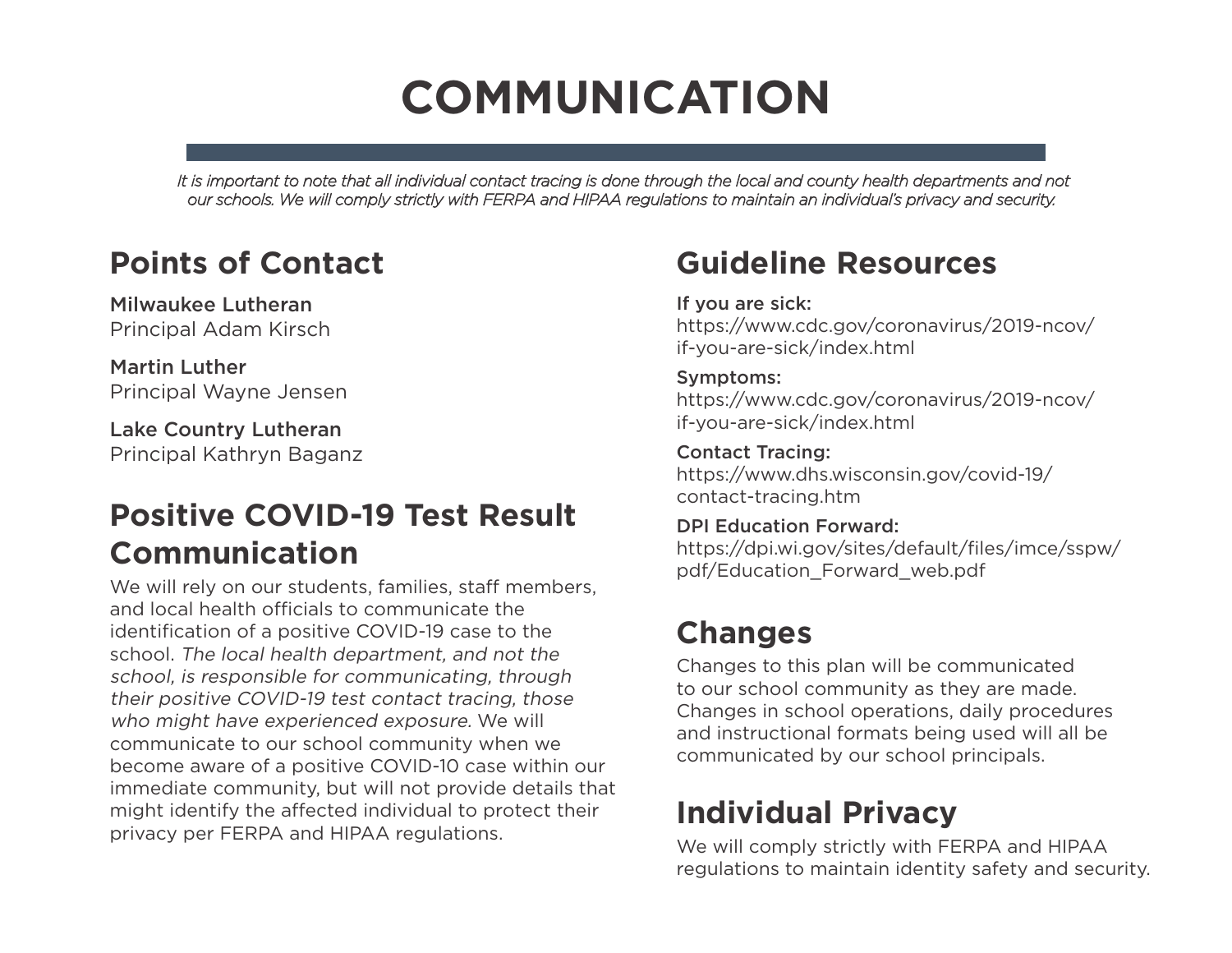# COMMUNICATION

*It is important to note that all individual contact tracing is done through the local and county health departments and not our schools. We will comply strictly with FERPA and HIPAA regulations to maintain an individual's privacy and security.*

## Points of Contact

**Milwaukee Lutheran**
Principal Adam Kirsch

**Martin Luther**
Principal Wayne Jensen

**Lake Country Lutheran**
Principal Kathryn Baganz

## Positive COVID-19 Test Result Communication

We will rely on our students, families, staff members, and local health officials to communicate the identification of a positive COVID-19 case to the school. *The local health department, and not the school, is responsible for communicating, through their positive COVID-19 test contact tracing, those who might have experienced exposure.* We will communicate to our school community when we become aware of a positive COVID-10 case within our immediate community, but will not provide details that might identify the affected individual to protect their privacy per FERPA and HIPAA regulations.

## Guideline Resources

**If you are sick:**
https://www.cdc.gov/coronavirus/2019-ncov/if-you-are-sick/index.html

**Symptoms:**
https://www.cdc.gov/coronavirus/2019-ncov/if-you-are-sick/index.html

**Contact Tracing:**
https://www.dhs.wisconsin.gov/covid-19/contact-tracing.htm

**DPI Education Forward:**
https://dpi.wi.gov/sites/default/files/imce/sspw/pdf/Education_Forward_web.pdf

## Changes

Changes to this plan will be communicated to our school community as they are made. Changes in school operations, daily procedures and instructional formats being used will all be communicated by our school principals.

## Individual Privacy

We will comply strictly with FERPA and HIPAA regulations to maintain identity safety and security.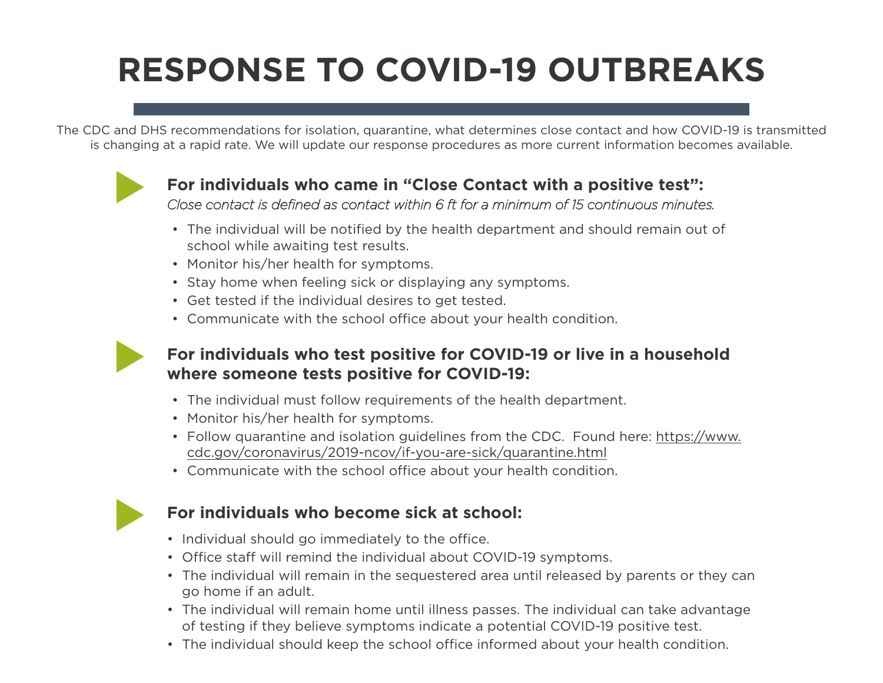# RESPONSE TO COVID-19 OUTBREAKS

The CDC and DHS recommendations for isolation, quarantine, what determines close contact and how COVID-19 is transmitted is changing at a rapid rate. We will update our response procedures as more current information becomes available.

## For individuals who came in "Close Contact with a positive test":

*Close contact is defined as contact within 6 ft for a minimum of 15 continuous minutes.*

- The individual will be notified by the health department and should remain out of school while awaiting test results.
- Monitor his/her health for symptoms.
- Stay home when feeling sick or displaying any symptoms.
- Get tested if the individual desires to get tested.
- Communicate with the school office about your health condition.

## For individuals who test positive for COVID-19 or live in a household where someone tests positive for COVID-19:

- The individual must follow requirements of the health department.
- Monitor his/her health for symptoms.
- Follow quarantine and isolation guidelines from the CDC. Found here: https://www.cdc.gov/coronavirus/2019-ncov/if-you-are-sick/quarantine.html
- Communicate with the school office about your health condition.

## For individuals who become sick at school:

- Individual should go immediately to the office.
- Office staff will remind the individual about COVID-19 symptoms.
- The individual will remain in the sequestered area until released by parents or they can go home if an adult.
- The individual will remain home until illness passes. The individual can take advantage of testing if they believe symptoms indicate a potential COVID-19 positive test.
- The individual should keep the school office informed about your health condition.